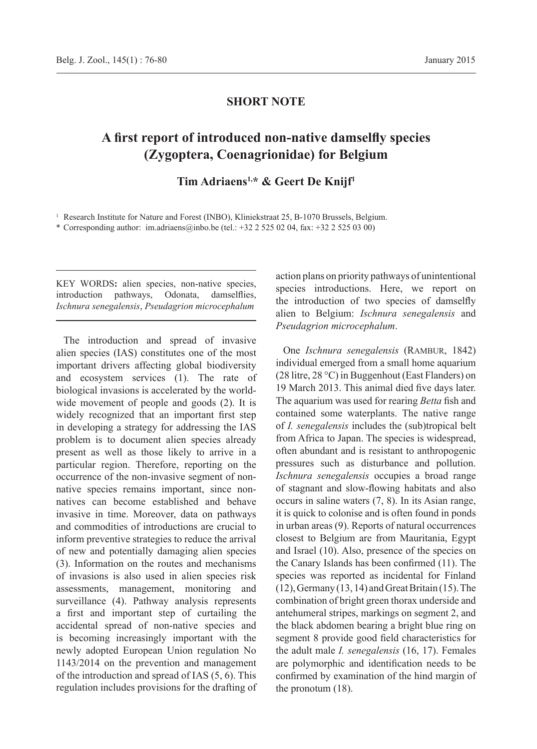**SHORT NOTE**

# A first report of introduced non-native damselfly species (Zygoptera, Coenagrionidae) for Belgium

**Tim Adriaens[1,*] & Geert De Knijf[1]**

[1] Research Institute for Nature and Forest (INBO), Kliniekstraat 25, B-1070 Brussels, Belgium.

\* Corresponding author: im.adriaens@inbo.be (tel.: +32 2 525 02 04, fax: +32 2 525 03 00)

KEY WORDS: alien species, non-native species, introduction pathways, Odonata, damselflies, *Ischnura senegalensis*, *Pseudagrion microcephalum*

The introduction and spread of invasive alien species (IAS) constitutes one of the most important drivers affecting global biodiversity and ecosystem services (1). The rate of biological invasions is accelerated by the world-wide movement of people and goods (2). It is widely recognized that an important first step in developing a strategy for addressing the IAS problem is to document alien species already present as well as those likely to arrive in a particular region. Therefore, reporting on the occurrence of the non-invasive segment of non-native species remains important, since non-natives can become established and behave invasive in time. Moreover, data on pathways and commodities of introductions are crucial to inform preventive strategies to reduce the arrival of new and potentially damaging alien species (3). Information on the routes and mechanisms of invasions is also used in alien species risk assessments, management, monitoring and surveillance (4). Pathway analysis represents a first and important step of curtailing the accidental spread of non-native species and is becoming increasingly important with the newly adopted European Union regulation No 1143/2014 on the prevention and management of the introduction and spread of IAS (5, 6). This regulation includes provisions for the drafting of action plans on priority pathways of unintentional species introductions. Here, we report on the introduction of two species of damselfly alien to Belgium: *Ischnura senegalensis* and *Pseudagrion microcephalum*.

One *Ischnura senegalensis* (Rambur, 1842) individual emerged from a small home aquarium (28 litre, 28 °C) in Buggenhout (East Flanders) on 19 March 2013. This animal died five days later. The aquarium was used for rearing *Betta* fish and contained some waterplants. The native range of *I. senegalensis* includes the (sub)tropical belt from Africa to Japan. The species is widespread, often abundant and is resistant to anthropogenic pressures such as disturbance and pollution. *Ischnura senegalensis* occupies a broad range of stagnant and slow-flowing habitats and also occurs in saline waters (7, 8). In its Asian range, it is quick to colonise and is often found in ponds in urban areas (9). Reports of natural occurrences closest to Belgium are from Mauritania, Egypt and Israel (10). Also, presence of the species on the Canary Islands has been confirmed (11). The species was reported as incidental for Finland (12), Germany (13, 14) and Great Britain (15). The combination of bright green thorax underside and antehumeral stripes, markings on segment 2, and the black abdomen bearing a bright blue ring on segment 8 provide good field characteristics for the adult male *I. senegalensis* (16, 17). Females are polymorphic and identification needs to be confirmed by examination of the hind margin of the pronotum (18).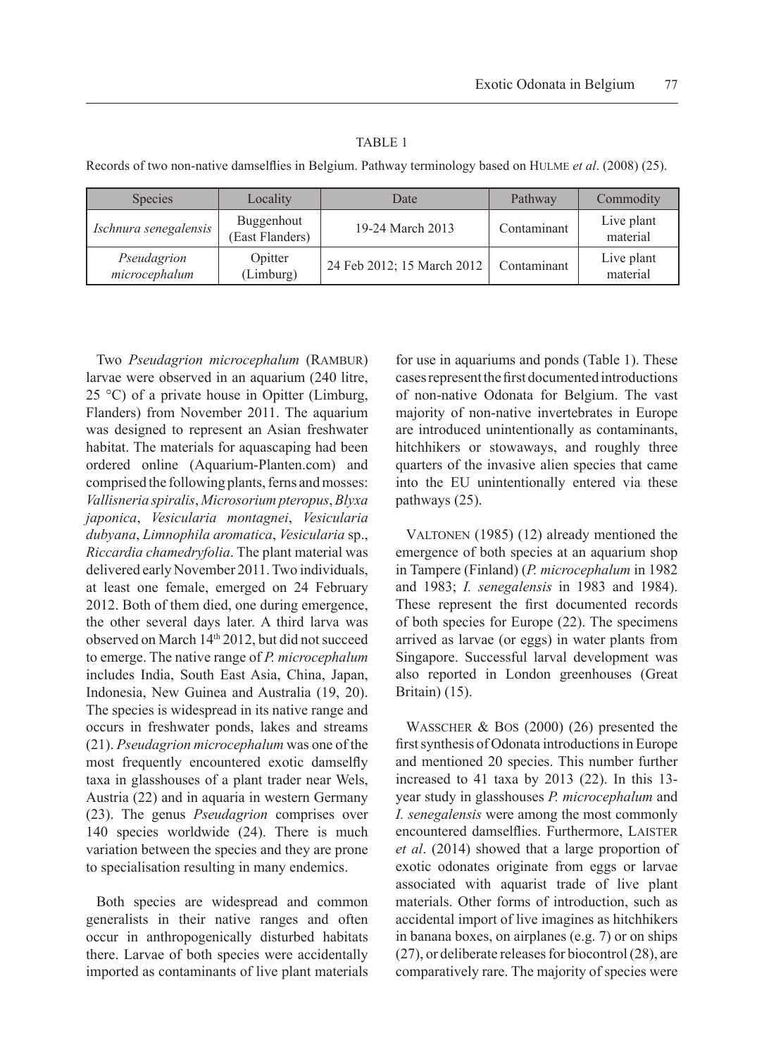TABLE 1

Records of two non-native damselflies in Belgium. Pathway terminology based on HULME *et al*. (2008) (25).

| Species | Locality | Date | Pathway | Commodity |
|---|---|---|---|---|
| *Ischnura senegalensis* | Buggenhout (East Flanders) | 19-24 March 2013 | Contaminant | Live plant material |
| *Pseudagrion microcephalum* | Opitter (Limburg) | 24 Feb 2012; 15 March 2012 | Contaminant | Live plant material |

Two *Pseudagrion microcephalum* (RAMBUR) larvae were observed in an aquarium (240 litre, 25 °C) of a private house in Opitter (Limburg, Flanders) from November 2011. The aquarium was designed to represent an Asian freshwater habitat. The materials for aquascaping had been ordered online (Aquarium-Planten.com) and comprised the following plants, ferns and mosses: *Vallisneria spiralis*, *Microsorium pteropus*, *Blyxa japonica*, *Vesicularia montagnei*, *Vesicularia dubyana*, *Limnophila aromatica*, *Vesicularia* sp., *Riccardia chamedryfolia*. The plant material was delivered early November 2011. Two individuals, at least one female, emerged on 24 February 2012. Both of them died, one during emergence, the other several days later. A third larva was observed on March 14th 2012, but did not succeed to emerge. The native range of *P. microcephalum* includes India, South East Asia, China, Japan, Indonesia, New Guinea and Australia (19, 20). The species is widespread in its native range and occurs in freshwater ponds, lakes and streams (21). *Pseudagrion microcephalum* was one of the most frequently encountered exotic damselfly taxa in glasshouses of a plant trader near Wels, Austria (22) and in aquaria in western Germany (23). The genus *Pseudagrion* comprises over 140 species worldwide (24). There is much variation between the species and they are prone to specialisation resulting in many endemics.

Both species are widespread and common generalists in their native ranges and often occur in anthropogenically disturbed habitats there. Larvae of both species were accidentally imported as contaminants of live plant materials for use in aquariums and ponds (Table 1). These cases represent the first documented introductions of non-native Odonata for Belgium. The vast majority of non-native invertebrates in Europe are introduced unintentionally as contaminants, hitchhikers or stowaways, and roughly three quarters of the invasive alien species that came into the EU unintentionally entered via these pathways (25).

VALTONEN (1985) (12) already mentioned the emergence of both species at an aquarium shop in Tampere (Finland) (*P. microcephalum* in 1982 and 1983; *I. senegalensis* in 1983 and 1984). These represent the first documented records of both species for Europe (22). The specimens arrived as larvae (or eggs) in water plants from Singapore. Successful larval development was also reported in London greenhouses (Great Britain) (15).

WASSCHER & BOS (2000) (26) presented the first synthesis of Odonata introductions in Europe and mentioned 20 species. This number further increased to 41 taxa by 2013 (22). In this 13-year study in glasshouses *P. microcephalum* and *I. senegalensis* were among the most commonly encountered damselflies. Furthermore, LAISTER *et al*. (2014) showed that a large proportion of exotic odonates originate from eggs or larvae associated with aquarist trade of live plant materials. Other forms of introduction, such as accidental import of live imagines as hitchhikers in banana boxes, on airplanes (e.g. 7) or on ships (27), or deliberate releases for biocontrol (28), are comparatively rare. The majority of species were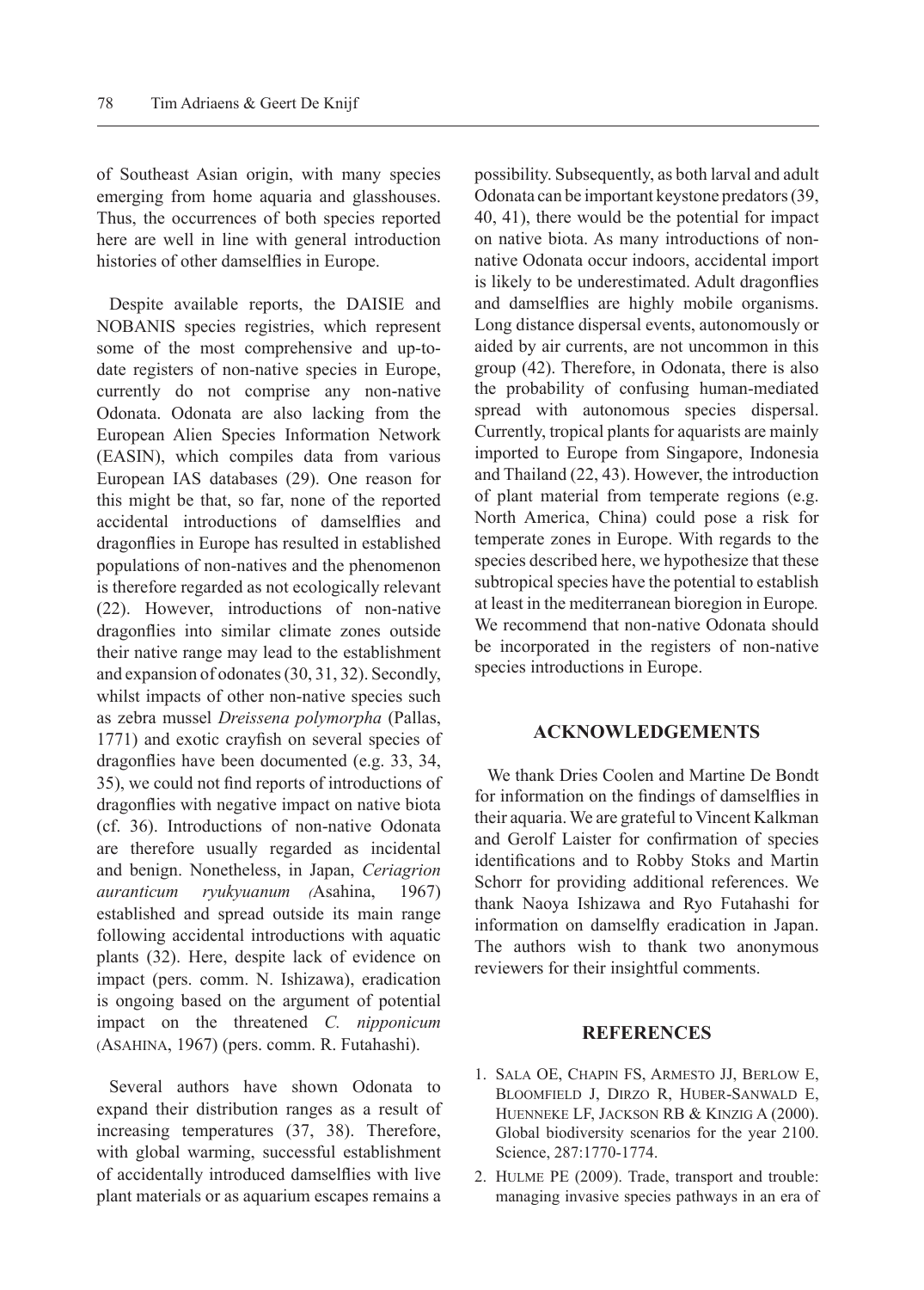of Southeast Asian origin, with many species emerging from home aquaria and glasshouses. Thus, the occurrences of both species reported here are well in line with general introduction histories of other damselflies in Europe.

Despite available reports, the DAISIE and NOBANIS species registries, which represent some of the most comprehensive and up-to-date registers of non-native species in Europe, currently do not comprise any non-native Odonata. Odonata are also lacking from the European Alien Species Information Network (EASIN), which compiles data from various European IAS databases (29). One reason for this might be that, so far, none of the reported accidental introductions of damselflies and dragonflies in Europe has resulted in established populations of non-natives and the phenomenon is therefore regarded as not ecologically relevant (22). However, introductions of non-native dragonflies into similar climate zones outside their native range may lead to the establishment and expansion of odonates (30, 31, 32). Secondly, whilst impacts of other non-native species such as zebra mussel *Dreissena polymorpha* (Pallas, 1771) and exotic crayfish on several species of dragonflies have been documented (e.g. 33, 34, 35), we could not find reports of introductions of dragonflies with negative impact on native biota (cf. 36). Introductions of non-native Odonata are therefore usually regarded as incidental and benign. Nonetheless, in Japan, *Ceriagrion auranticum ryukyuanum (*Asahina, 1967) established and spread outside its main range following accidental introductions with aquatic plants (32). Here, despite lack of evidence on impact (pers. comm. N. Ishizawa), eradication is ongoing based on the argument of potential impact on the threatened *C. nipponicum* (Asahina, 1967) (pers. comm. R. Futahashi).

Several authors have shown Odonata to expand their distribution ranges as a result of increasing temperatures (37, 38). Therefore, with global warming, successful establishment of accidentally introduced damselflies with live plant materials or as aquarium escapes remains a possibility. Subsequently, as both larval and adult Odonata can be important keystone predators (39, 40, 41), there would be the potential for impact on native biota. As many introductions of non-native Odonata occur indoors, accidental import is likely to be underestimated. Adult dragonflies and damselflies are highly mobile organisms. Long distance dispersal events, autonomously or aided by air currents, are not uncommon in this group (42). Therefore, in Odonata, there is also the probability of confusing human-mediated spread with autonomous species dispersal. Currently, tropical plants for aquarists are mainly imported to Europe from Singapore, Indonesia and Thailand (22, 43). However, the introduction of plant material from temperate regions (e.g. North America, China) could pose a risk for temperate zones in Europe. With regards to the species described here, we hypothesize that these subtropical species have the potential to establish at least in the mediterranean bioregion in Europe*.* We recommend that non-native Odonata should be incorporated in the registers of non-native species introductions in Europe.

## ACKNOWLEDGEMENTS

We thank Dries Coolen and Martine De Bondt for information on the findings of damselflies in their aquaria. We are grateful to Vincent Kalkman and Gerolf Laister for confirmation of species identifications and to Robby Stoks and Martin Schorr for providing additional references. We thank Naoya Ishizawa and Ryo Futahashi for information on damselfly eradication in Japan. The authors wish to thank two anonymous reviewers for their insightful comments.

## REFERENCES

1. Sala OE, Chapin FS, Armesto JJ, Berlow E, Bloomfield J, Dirzo R, Huber-Sanwald E, Huenneke LF, Jackson RB & Kinzig A (2000). Global biodiversity scenarios for the year 2100. Science, 287:1770-1774.
2. Hulme PE (2009). Trade, transport and trouble: managing invasive species pathways in an era of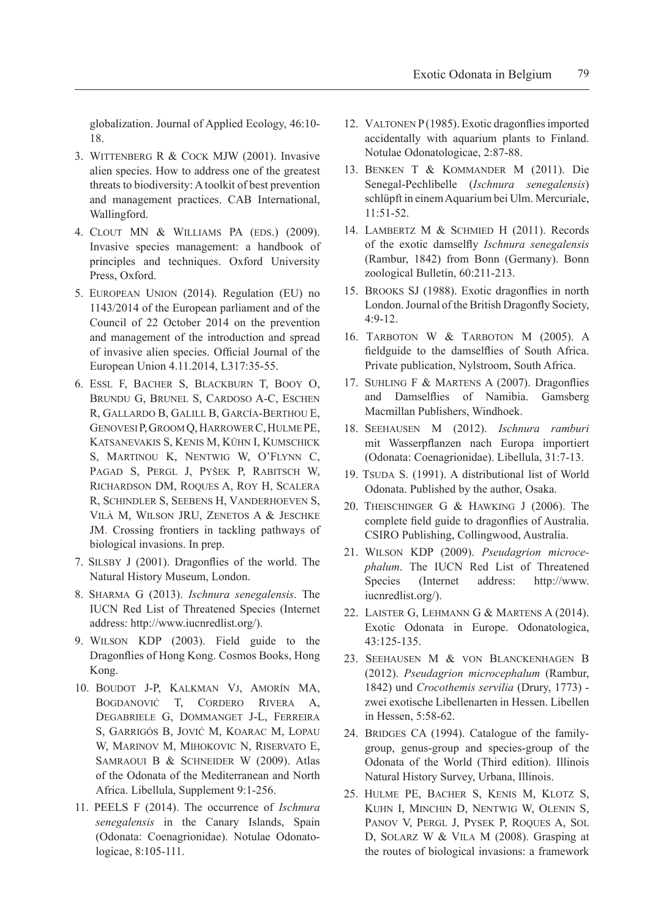globalization. Journal of Applied Ecology, 46:10-18.

3. Wittenberg R & Cock MJW (2001). Invasive alien species. How to address one of the greatest threats to biodiversity: A toolkit of best prevention and management practices. CAB International, Wallingford.
4. Clout MN & Williams PA (eds.) (2009). Invasive species management: a handbook of principles and techniques. Oxford University Press, Oxford.
5. European Union (2014). Regulation (EU) no 1143/2014 of the European parliament and of the Council of 22 October 2014 on the prevention and management of the introduction and spread of invasive alien species. Official Journal of the European Union 4.11.2014, L317:35-55.
6. Essl F, Bacher S, Blackburn T, Booy O, Brundu G, Brunel S, Cardoso A-C, Eschen R, Gallardo B, Galill B, García-Berthou E, Genovesi P, Groom Q, Harrower C, Hulme PE, Katsanevakis S, Kenis M, Kühn I, Kumschick S, Martinou K, Nentwig W, O'Flynn C, Pagad S, Pergl J, Pyšek P, Rabitsch W, Richardson DM, Roques A, Roy H, Scalera R, Schindler S, Seebens H, Vanderhoeven S, Vilà M, Wilson JRU, Zenetos A & Jeschke JM. Crossing frontiers in tackling pathways of biological invasions. In prep.
7. Silsby J (2001). Dragonflies of the world. The Natural History Museum, London.
8. Sharma G (2013). *Ischnura senegalensis*. The IUCN Red List of Threatened Species (Internet address: http://www.iucnredlist.org/).
9. Wilson KDP (2003). Field guide to the Dragonflies of Hong Kong. Cosmos Books, Hong Kong.
10. Boudot J-P, Kalkman VJ, Amorín MA, Bogdanović T, Cordero Rivera A, Degabriele G, Dommanget J-L, Ferreira S, Garrigós B, Jović M, Koarac M, Lopau W, Marinov M, Mihokovic N, Riservato E, Samraoui B & Schneider W (2009). Atlas of the Odonata of the Mediterranean and North Africa. Libellula, Supplement 9:1-256.
11. PEELS F (2014). The occurrence of *Ischnura senegalensis* in the Canary Islands, Spain (Odonata: Coenagrionidae). Notulae Odonatologicae, 8:105-111.
12. Valtonen P (1985). Exotic dragonflies imported accidentally with aquarium plants to Finland. Notulae Odonatologicae, 2:87-88.
13. Benken T & Kommander M (2011). Die Senegal-Pechlibelle (*Ischnura senegalensis*) schlüpft in einem Aquarium bei Ulm. Mercuriale, 11:51-52.
14. Lambertz M & Schmied H (2011). Records of the exotic damselfly *Ischnura senegalensis* (Rambur, 1842) from Bonn (Germany). Bonn zoological Bulletin, 60:211-213.
15. Brooks SJ (1988). Exotic dragonflies in north London. Journal of the British Dragonfly Society, 4:9-12.
16. Tarboton W & Tarboton M (2005). A fieldguide to the damselflies of South Africa. Private publication, Nylstroom, South Africa.
17. Suhling F & Martens A (2007). Dragonflies and Damselflies of Namibia. Gamsberg Macmillan Publishers, Windhoek.
18. Seehausen M (2012). *Ischnura ramburi* mit Wasserpflanzen nach Europa importiert (Odonata: Coenagrionidae). Libellula, 31:7-13.
19. Tsuda S. (1991). A distributional list of World Odonata. Published by the author, Osaka.
20. Theischinger G & Hawking J (2006). The complete field guide to dragonflies of Australia. CSIRO Publishing, Collingwood, Australia.
21. Wilson KDP (2009). *Pseudagrion microcephalum*. The IUCN Red List of Threatened Species (Internet address: http://www.iucnredlist.org/).
22. Laister G, Lehmann G & Martens A (2014). Exotic Odonata in Europe. Odonatologica, 43:125-135.
23. Seehausen M & von Blanckenhagen B (2012). *Pseudagrion microcephalum* (Rambur, 1842) und *Crocothemis servilia* (Drury, 1773) - zwei exotische Libellenarten in Hessen. Libellen in Hessen, 5:58-62.
24. Bridges CA (1994). Catalogue of the family-group, genus-group and species-group of the Odonata of the World (Third edition). Illinois Natural History Survey, Urbana, Illinois.
25. Hulme PE, Bacher S, Kenis M, Klotz S, Kuhn I, Minchin D, Nentwig W, Olenin S, Panov V, Pergl J, Pysek P, Roques A, Sol D, Solarz W & Vila M (2008). Grasping at the routes of biological invasions: a framework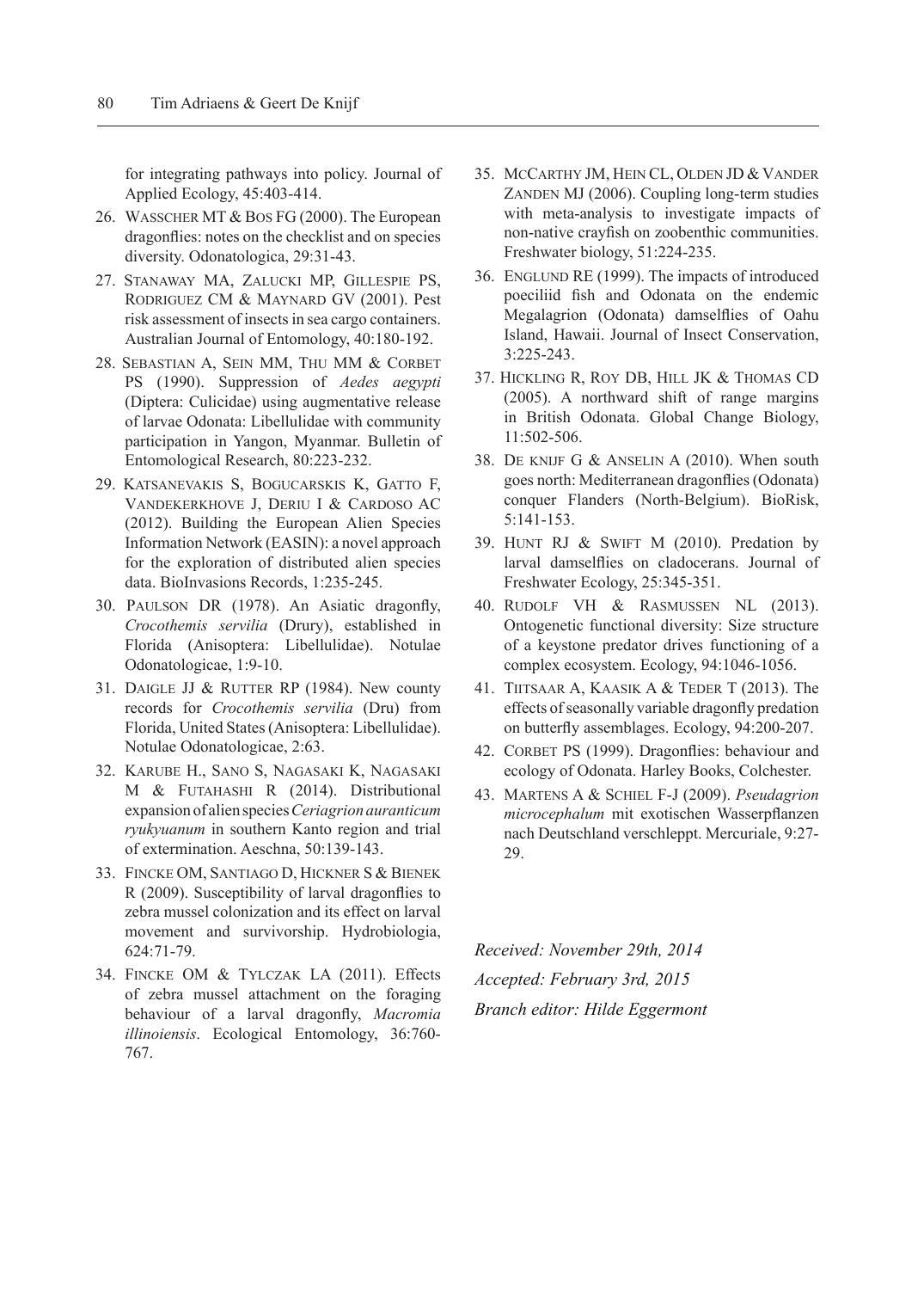for integrating pathways into policy. Journal of Applied Ecology, 45:403-414.

26. Wasscher MT & Bos FG (2000). The European dragonflies: notes on the checklist and on species diversity. Odonatologica, 29:31-43.
27. Stanaway MA, Zalucki MP, Gillespie PS, Rodriguez CM & Maynard GV (2001). Pest risk assessment of insects in sea cargo containers. Australian Journal of Entomology, 40:180-192.
28. Sebastian A, Sein MM, Thu MM & Corbet PS (1990). Suppression of *Aedes aegypti* (Diptera: Culicidae) using augmentative release of larvae Odonata: Libellulidae with community participation in Yangon, Myanmar. Bulletin of Entomological Research, 80:223-232.
29. Katsanevakis S, Bogucarskis K, Gatto F, Vandekerkhove J, Deriu I & Cardoso AC (2012). Building the European Alien Species Information Network (EASIN): a novel approach for the exploration of distributed alien species data. BioInvasions Records, 1:235-245.
30. Paulson DR (1978). An Asiatic dragonfly, *Crocothemis servilia* (Drury), established in Florida (Anisoptera: Libellulidae). Notulae Odonatologicae, 1:9-10.
31. Daigle JJ & Rutter RP (1984). New county records for *Crocothemis servilia* (Dru) from Florida, United States (Anisoptera: Libellulidae). Notulae Odonatologicae, 2:63.
32. Karube H., Sano S, Nagasaki K, Nagasaki M & Futahashi R (2014). Distributional expansion of alien species *Ceriagrion auranticum ryukyuanum* in southern Kanto region and trial of extermination. Aeschna, 50:139-143.
33. Fincke OM, Santiago D, Hickner S & Bienek R (2009). Susceptibility of larval dragonflies to zebra mussel colonization and its effect on larval movement and survivorship. Hydrobiologia, 624:71-79.
34. Fincke OM & Tylczak LA (2011). Effects of zebra mussel attachment on the foraging behaviour of a larval dragonfly, *Macromia illinoiensis*. Ecological Entomology, 36:760-767.
35. McCarthy JM, Hein CL, Olden JD & Vander Zanden MJ (2006). Coupling long-term studies with meta-analysis to investigate impacts of non-native crayfish on zoobenthic communities. Freshwater biology, 51:224-235.
36. Englund RE (1999). The impacts of introduced poeciliid fish and Odonata on the endemic Megalagrion (Odonata) damselflies of Oahu Island, Hawaii. Journal of Insect Conservation, 3:225-243.
37. Hickling R, Roy DB, Hill JK & Thomas CD (2005). A northward shift of range margins in British Odonata. Global Change Biology, 11:502-506.
38. De knijf G & Anselin A (2010). When south goes north: Mediterranean dragonflies (Odonata) conquer Flanders (North-Belgium). BioRisk, 5:141-153.
39. Hunt RJ & Swift M (2010). Predation by larval damselflies on cladocerans. Journal of Freshwater Ecology, 25:345-351.
40. Rudolf VH & Rasmussen NL (2013). Ontogenetic functional diversity: Size structure of a keystone predator drives functioning of a complex ecosystem. Ecology, 94:1046-1056.
41. Tiitsaar A, Kaasik A & Teder T (2013). The effects of seasonally variable dragonfly predation on butterfly assemblages. Ecology, 94:200-207.
42. Corbet PS (1999). Dragonflies: behaviour and ecology of Odonata. Harley Books, Colchester.
43. Martens A & Schiel F-J (2009). *Pseudagrion microcephalum* mit exotischen Wasserpflanzen nach Deutschland verschleppt. Mercuriale, 9:27-29.

*Received: November 29th, 2014*

*Accepted: February 3rd, 2015*

*Branch editor: Hilde Eggermont*